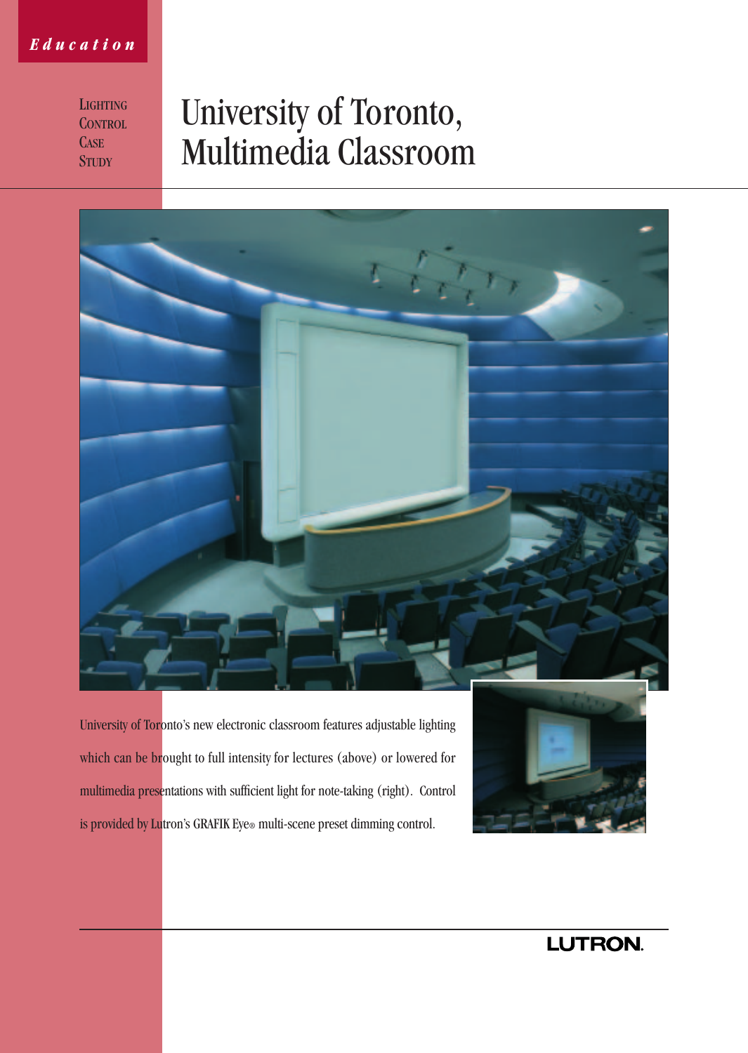*Education*

LIGHTING CONTROL CASE STUDY

# University of Toronto, Multimedia Classroom

University of Toronto's new electronic classroom features adjustable lighting which can be brought to full intensity for lectures (above) or lowered for multimedia presentations with sufficient light for note-taking (right). Control is provided by Lutron's GRAFIK Eye® multi-scene preset dimming control.

LUTRON.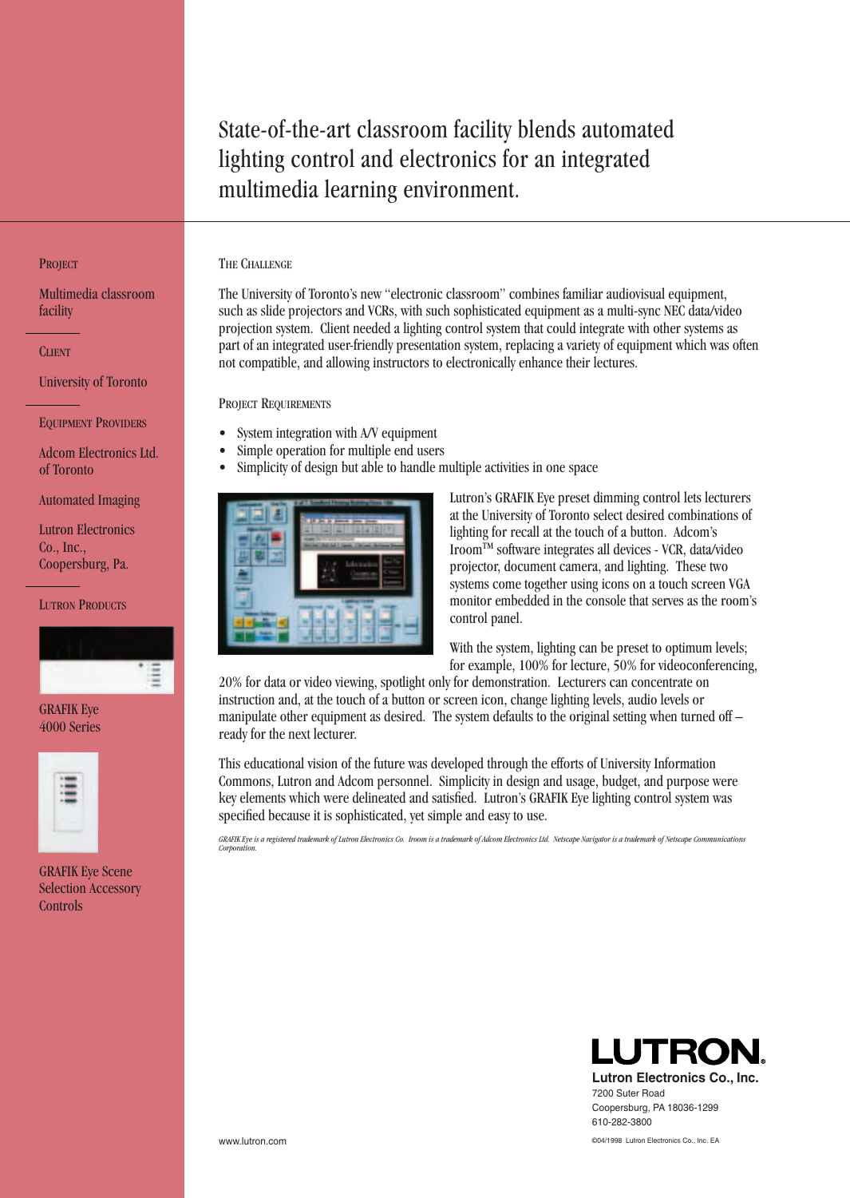# State-of-the-art classroom facility blends automated lighting control and electronics for an integrated multimedia learning environment.

**PROJECT**

Multimedia classroom facility

**CLIENT**

University of Toronto

**EQUIPMENT PROVIDERS**

Adcom Electronics Ltd. of Toronto

Automated Imaging

Lutron Electronics Co., Inc., Coopersburg, Pa.

**LUTRON PRODUCTS**

GRAFIK Eye 4000 Series

GRAFIK Eye Scene Selection Accessory Controls

## THE CHALLENGE

The University of Toronto's new "electronic classroom" combines familiar audiovisual equipment, such as slide projectors and VCRs, with such sophisticated equipment as a multi-sync NEC data/video projection system. Client needed a lighting control system that could integrate with other systems as part of an integrated user-friendly presentation system, replacing a variety of equipment which was often not compatible, and allowing instructors to electronically enhance their lectures.

## PROJECT REQUIREMENTS

- System integration with A/V equipment
- Simple operation for multiple end users
- Simplicity of design but able to handle multiple activities in one space

Lutron's GRAFIK Eye preset dimming control lets lecturers at the University of Toronto select desired combinations of lighting for recall at the touch of a button. Adcom's Iroom™ software integrates all devices - VCR, data/video projector, document camera, and lighting. These two systems come together using icons on a touch screen VGA monitor embedded in the console that serves as the room's control panel.

With the system, lighting can be preset to optimum levels; for example, 100% for lecture, 50% for videoconferencing, 20% for data or video viewing, spotlight only for demonstration. Lecturers can concentrate on instruction and, at the touch of a button or screen icon, change lighting levels, audio levels or manipulate other equipment as desired. The system defaults to the original setting when turned off – ready for the next lecturer.

This educational vision of the future was developed through the efforts of University Information Commons, Lutron and Adcom personnel. Simplicity in design and usage, budget, and purpose were key elements which were delineated and satisfied. Lutron's GRAFIK Eye lighting control system was specified because it is sophisticated, yet simple and easy to use.

*GRAFIK Eye is a registered trademark of Lutron Electronics Co. Iroom is a trademark of Adcom Electronics Ltd. Netscape Navigator is a trademark of Netscape Communications Corporation.*

**LUTRON**

**Lutron Electronics Co., Inc.**
7200 Suter Road
Coopersburg, PA 18036-1299
610-282-3800

www.lutron.com

©04/1998 Lutron Electronics Co., Inc. EA